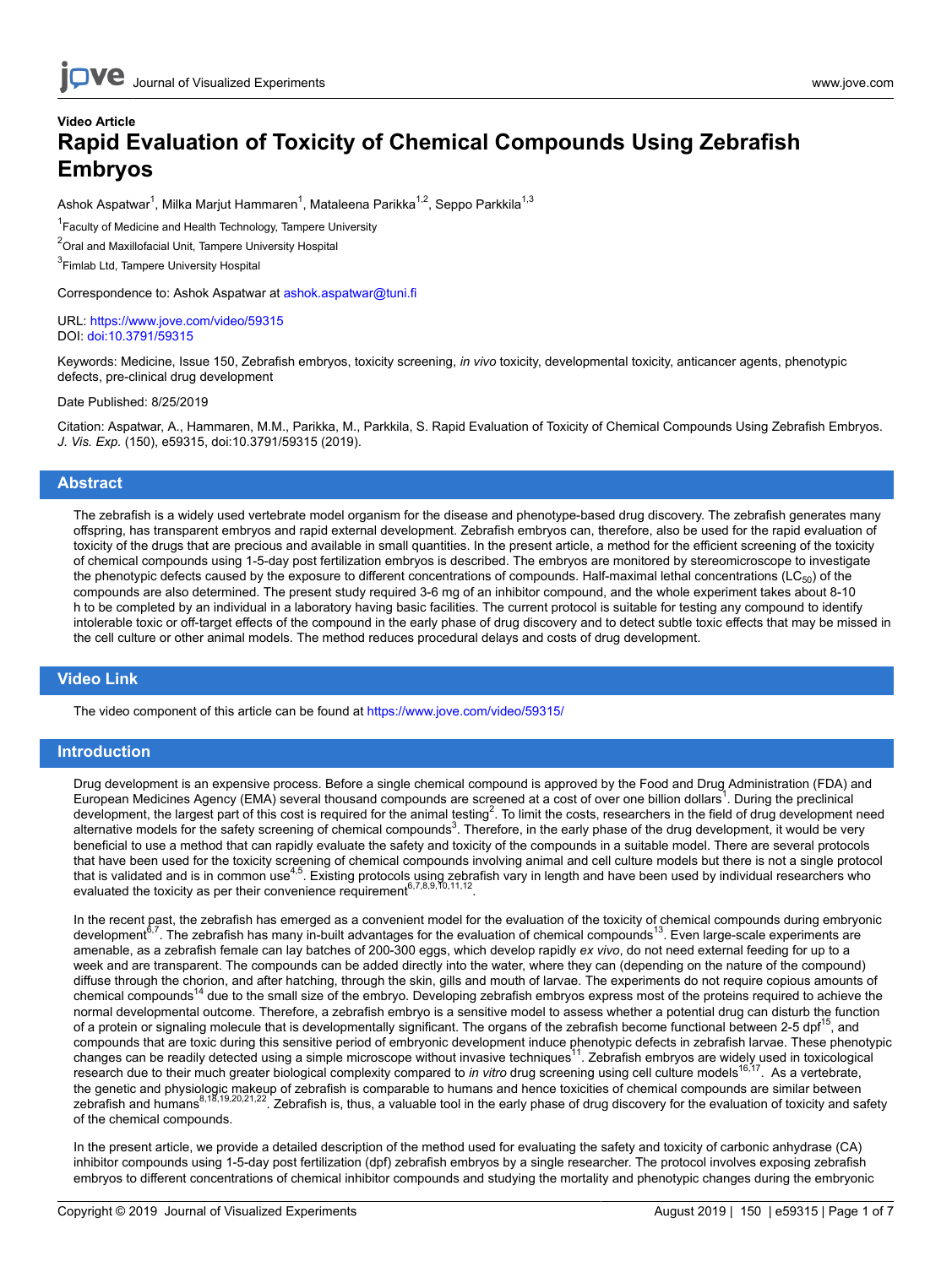**Video Article**

# Rapid Evaluation of Toxicity of Chemical Compounds Using Zebrafish Embryos

Ashok Aspatwar[1], Milka Marjut Hammaren[1], Mataleena Parikka[1,2], Seppo Parkkila[1,3]

[1]Faculty of Medicine and Health Technology, Tampere University

[2]Oral and Maxillofacial Unit, Tampere University Hospital

[3]Fimlab Ltd, Tampere University Hospital

Correspondence to: Ashok Aspatwar at ashok.aspatwar@tuni.fi

URL: https://www.jove.com/video/59315
DOI: doi:10.3791/59315

Keywords: Medicine, Issue 150, Zebrafish embryos, toxicity screening, *in vivo* toxicity, developmental toxicity, anticancer agents, phenotypic defects, pre-clinical drug development

Date Published: 8/25/2019

Citation: Aspatwar, A., Hammaren, M.M., Parikka, M., Parkkila, S. Rapid Evaluation of Toxicity of Chemical Compounds Using Zebrafish Embryos. *J. Vis. Exp.* (150), e59315, doi:10.3791/59315 (2019).

## Abstract

The zebrafish is a widely used vertebrate model organism for the disease and phenotype-based drug discovery. The zebrafish generates many offspring, has transparent embryos and rapid external development. Zebrafish embryos can, therefore, also be used for the rapid evaluation of toxicity of the drugs that are precious and available in small quantities. In the present article, a method for the efficient screening of the toxicity of chemical compounds using 1-5-day post fertilization embryos is described. The embryos are monitored by stereomicroscope to investigate the phenotypic defects caused by the exposure to different concentrations of compounds. Half-maximal lethal concentrations ($LC_{50}$) of the compounds are also determined. The present study required 3-6 mg of an inhibitor compound, and the whole experiment takes about 8-10 h to be completed by an individual in a laboratory having basic facilities. The current protocol is suitable for testing any compound to identify intolerable toxic or off-target effects of the compound in the early phase of drug discovery and to detect subtle toxic effects that may be missed in the cell culture or other animal models. The method reduces procedural delays and costs of drug development.

## Video Link

The video component of this article can be found at https://www.jove.com/video/59315/

## Introduction

Drug development is an expensive process. Before a single chemical compound is approved by the Food and Drug Administration (FDA) and European Medicines Agency (EMA) several thousand compounds are screened at a cost of over one billion dollars[1]. During the preclinical development, the largest part of this cost is required for the animal testing[2]. To limit the costs, researchers in the field of drug development need alternative models for the safety screening of chemical compounds[3]. Therefore, in the early phase of the drug development, it would be very beneficial to use a method that can rapidly evaluate the safety and toxicity of the compounds in a suitable model. There are several protocols that have been used for the toxicity screening of chemical compounds involving animal and cell culture models but there is not a single protocol that is validated and is in common use[4,5]. Existing protocols using zebrafish vary in length and have been used by individual researchers who evaluated the toxicity as per their convenience requirement[6,7,8,9,10,11,12].

In the recent past, the zebrafish has emerged as a convenient model for the evaluation of the toxicity of chemical compounds during embryonic development[6,7]. The zebrafish has many in-built advantages for the evaluation of chemical compounds[13]. Even large-scale experiments are amenable, as a zebrafish female can lay batches of 200-300 eggs, which develop rapidly *ex vivo*, do not need external feeding for up to a week and are transparent. The compounds can be added directly into the water, where they can (depending on the nature of the compound) diffuse through the chorion, and after hatching, through the skin, gills and mouth of larvae. The experiments do not require copious amounts of chemical compounds[14] due to the small size of the embryo. Developing zebrafish embryos express most of the proteins required to achieve the normal developmental outcome. Therefore, a zebrafish embryo is a sensitive model to assess whether a potential drug can disturb the function of a protein or signaling molecule that is developmentally significant. The organs of the zebrafish become functional between 2-5 dpf[15], and compounds that are toxic during this sensitive period of embryonic development induce phenotypic defects in zebrafish larvae. These phenotypic changes can be readily detected using a simple microscope without invasive techniques[11]. Zebrafish embryos are widely used in toxicological research due to their much greater biological complexity compared to *in vitro* drug screening using cell culture models[16,17]. As a vertebrate, the genetic and physiologic makeup of zebrafish is comparable to humans and hence toxicities of chemical compounds are similar between zebrafish and humans[8,18,19,20,21,22]. Zebrafish is, thus, a valuable tool in the early phase of drug discovery for the evaluation of toxicity and safety of the chemical compounds.

In the present article, we provide a detailed description of the method used for evaluating the safety and toxicity of carbonic anhydrase (CA) inhibitor compounds using 1-5-day post fertilization (dpf) zebrafish embryos by a single researcher. The protocol involves exposing zebrafish embryos to different concentrations of chemical inhibitor compounds and studying the mortality and phenotypic changes during the embryonic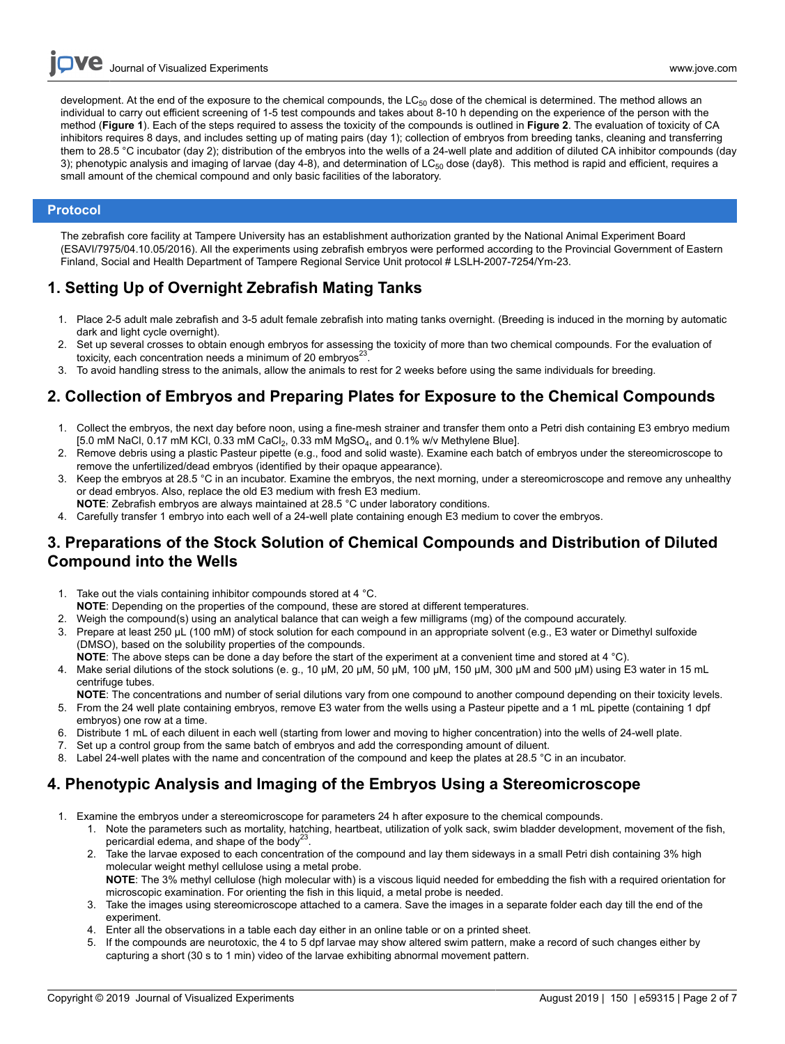development. At the end of the exposure to the chemical compounds, the $LC_{50}$ dose of the chemical is determined. The method allows an individual to carry out efficient screening of 1-5 test compounds and takes about 8-10 h depending on the experience of the person with the method (**Figure 1**). Each of the steps required to assess the toxicity of the compounds is outlined in **Figure 2**. The evaluation of toxicity of CA inhibitors requires 8 days, and includes setting up of mating pairs (day 1); collection of embryos from breeding tanks, cleaning and transferring them to 28.5 °C incubator (day 2); distribution of the embryos into the wells of a 24-well plate and addition of diluted CA inhibitor compounds (day 3); phenotypic analysis and imaging of larvae (day 4-8), and determination of $LC_{50}$ dose (day8). This method is rapid and efficient, requires a small amount of the chemical compound and only basic facilities of the laboratory.

## Protocol

The zebrafish core facility at Tampere University has an establishment authorization granted by the National Animal Experiment Board (ESAVI/7975/04.10.05/2016). All the experiments using zebrafish embryos were performed according to the Provincial Government of Eastern Finland, Social and Health Department of Tampere Regional Service Unit protocol # LSLH-2007-7254/Ym-23.

## 1. Setting Up of Overnight Zebrafish Mating Tanks

1. Place 2-5 adult male zebrafish and 3-5 adult female zebrafish into mating tanks overnight. (Breeding is induced in the morning by automatic dark and light cycle overnight).
2. Set up several crosses to obtain enough embryos for assessing the toxicity of more than two chemical compounds. For the evaluation of toxicity, each concentration needs a minimum of 20 embryos[23].
3. To avoid handling stress to the animals, allow the animals to rest for 2 weeks before using the same individuals for breeding.

## 2. Collection of Embryos and Preparing Plates for Exposure to the Chemical Compounds

1. Collect the embryos, the next day before noon, using a fine-mesh strainer and transfer them onto a Petri dish containing E3 embryo medium [5.0 mM NaCl, 0.17 mM KCl, 0.33 mM $CaCl_2$, 0.33 mM $MgSO_4$, and 0.1% w/v Methylene Blue].
2. Remove debris using a plastic Pasteur pipette (e.g., food and solid waste). Examine each batch of embryos under the stereomicroscope to remove the unfertilized/dead embryos (identified by their opaque appearance).
3. Keep the embryos at 28.5 °C in an incubator. Examine the embryos, the next morning, under a stereomicroscope and remove any unhealthy or dead embryos. Also, replace the old E3 medium with fresh E3 medium.
   **NOTE**: Zebrafish embryos are always maintained at 28.5 °C under laboratory conditions.
4. Carefully transfer 1 embryo into each well of a 24-well plate containing enough E3 medium to cover the embryos.

## 3. Preparations of the Stock Solution of Chemical Compounds and Distribution of Diluted Compound into the Wells

1. Take out the vials containing inhibitor compounds stored at 4 °C.
   **NOTE**: Depending on the properties of the compound, these are stored at different temperatures.
2. Weigh the compound(s) using an analytical balance that can weigh a few milligrams (mg) of the compound accurately.
3. Prepare at least 250 µL (100 mM) of stock solution for each compound in an appropriate solvent (e.g., E3 water or Dimethyl sulfoxide (DMSO), based on the solubility properties of the compounds.
   **NOTE**: The above steps can be done a day before the start of the experiment at a convenient time and stored at 4 °C).
4. Make serial dilutions of the stock solutions (e. g., 10 µM, 20 µM, 50 µM, 100 µM, 150 µM, 300 µM and 500 µM) using E3 water in 15 mL centrifuge tubes.
   **NOTE**: The concentrations and number of serial dilutions vary from one compound to another compound depending on their toxicity levels.
5. From the 24 well plate containing embryos, remove E3 water from the wells using a Pasteur pipette and a 1 mL pipette (containing 1 dpf embryos) one row at a time.
6. Distribute 1 mL of each diluent in each well (starting from lower and moving to higher concentration) into the wells of 24-well plate.
7. Set up a control group from the same batch of embryos and add the corresponding amount of diluent.
8. Label 24-well plates with the name and concentration of the compound and keep the plates at 28.5 °C in an incubator.

## 4. Phenotypic Analysis and Imaging of the Embryos Using a Stereomicroscope

1. Examine the embryos under a stereomicroscope for parameters 24 h after exposure to the chemical compounds.
   1. Note the parameters such as mortality, hatching, heartbeat, utilization of yolk sack, swim bladder development, movement of the fish, pericardial edema, and shape of the body[23].
   2. Take the larvae exposed to each concentration of the compound and lay them sideways in a small Petri dish containing 3% high molecular weight methyl cellulose using a metal probe.
      **NOTE**: The 3% methyl cellulose (high molecular with) is a viscous liquid needed for embedding the fish with a required orientation for microscopic examination. For orienting the fish in this liquid, a metal probe is needed.
   3. Take the images using stereomicroscope attached to a camera. Save the images in a separate folder each day till the end of the experiment.
   4. Enter all the observations in a table each day either in an online table or on a printed sheet.
   5. If the compounds are neurotoxic, the 4 to 5 dpf larvae may show altered swim pattern, make a record of such changes either by capturing a short (30 s to 1 min) video of the larvae exhibiting abnormal movement pattern.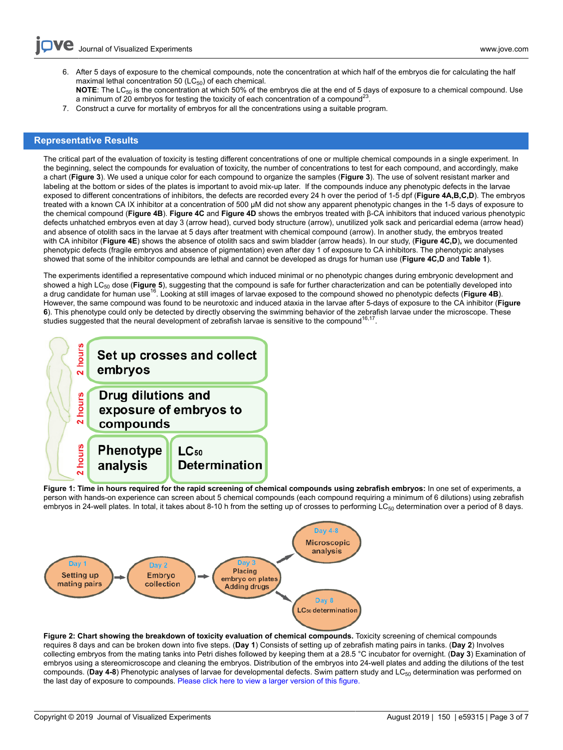6. After 5 days of exposure to the chemical compounds, note the concentration at which half of the embryos die for calculating the half maximal lethal concentration 50 ($LC_{50}$) of each chemical.
   **NOTE**: The $LC_{50}$ is the concentration at which 50% of the embryos die at the end of 5 days of exposure to a chemical compound. Use a minimum of 20 embryos for testing the toxicity of each concentration of a compound[23].
7. Construct a curve for mortality of embryos for all the concentrations using a suitable program.

## Representative Results

The critical part of the evaluation of toxicity is testing different concentrations of one or multiple chemical compounds in a single experiment. In the beginning, select the compounds for evaluation of toxicity, the number of concentrations to test for each compound, and accordingly, make a chart (**Figure 3**). We used a unique color for each compound to organize the samples (**Figure 3**). The use of solvent resistant marker and labeling at the bottom or sides of the plates is important to avoid mix-up later. If the compounds induce any phenotypic defects in the larvae exposed to different concentrations of inhibitors, the defects are recorded every 24 h over the period of 1-5 dpf (**Figure 4A,B,C,D**). The embryos treated with a known CA IX inhibitor at a concentration of 500 µM did not show any apparent phenotypic changes in the 1-5 days of exposure to the chemical compound (**Figure 4B**). **Figure 4C** and **Figure 4D** shows the embryos treated with β-CA inhibitors that induced various phenotypic defects unhatched embryos even at day 3 (arrow head), curved body structure (arrow), unutilized yolk sack and pericardial edema (arrow head) and absence of otolith sacs in the larvae at 5 days after treatment with chemical compound (arrow). In another study, the embryos treated with CA inhibitor (**Figure 4E**) shows the absence of otolith sacs and swim bladder (arrow heads). In our study, (**Figure 4C,D**), we documented phenotypic defects (fragile embryos and absence of pigmentation) even after day 1 of exposure to CA inhibitors. The phenotypic analyses showed that some of the inhibitor compounds are lethal and cannot be developed as drugs for human use (**Figure 4C,D** and **Table 1**).

The experiments identified a representative compound which induced minimal or no phenotypic changes during embryonic development and showed a high $LC_{50}$ dose (**Figure 5**), suggesting that the compound is safe for further characterization and can be potentially developed into a drug candidate for human use[16]. Looking at still images of larvae exposed to the compound showed no phenotypic defects (**Figure 4B**). However, the same compound was found to be neurotoxic and induced ataxia in the larvae after 5-days of exposure to the CA inhibitor (**Figure 6**). This phenotype could only be detected by directly observing the swimming behavior of the zebrafish larvae under the microscope. These studies suggested that the neural development of zebrafish larvae is sensitive to the compound[16,17].

2 hours — Set up crosses and collect embryos
2 hours — Drug dilutions and exposure of embryos to compounds
2 hours — Phenotype analysis | $LC_{50}$ Determination

**Figure 1: Time in hours required for the rapid screening of chemical compounds using zebrafish embryos:** In one set of experiments, a person with hands-on experience can screen about 5 chemical compounds (each compound requiring a minimum of 6 dilutions) using zebrafish embryos in 24-well plates. In total, it takes about 8-10 h from the setting up of crosses to performing $LC_{50}$ determination over a period of 8 days.

Day 1: Setting up mating pairs → Day 2: Embryo collection → Day 3: Placing embryo on plates, Adding drugs → Day 4-8: Microscopic analysis; Day 8: $LC_{50}$ determination

**Figure 2: Chart showing the breakdown of toxicity evaluation of chemical compounds.** Toxicity screening of chemical compounds requires 8 days and can be broken down into five steps. (**Day 1**) Consists of setting up of zebrafish mating pairs in tanks. (**Day 2**) Involves collecting embryos from the mating tanks into Petri dishes followed by keeping them at a 28.5 °C incubator for overnight. (**Day 3**) Examination of embryos using a stereomicroscope and cleaning the embryos. Distribution of the embryos into 24-well plates and adding the dilutions of the test compounds. (**Day 4-8**) Phenotypic analyses of larvae for developmental defects. Swim pattern study and $LC_{50}$ determination was performed on the last day of exposure to compounds. Please click here to view a larger version of this figure.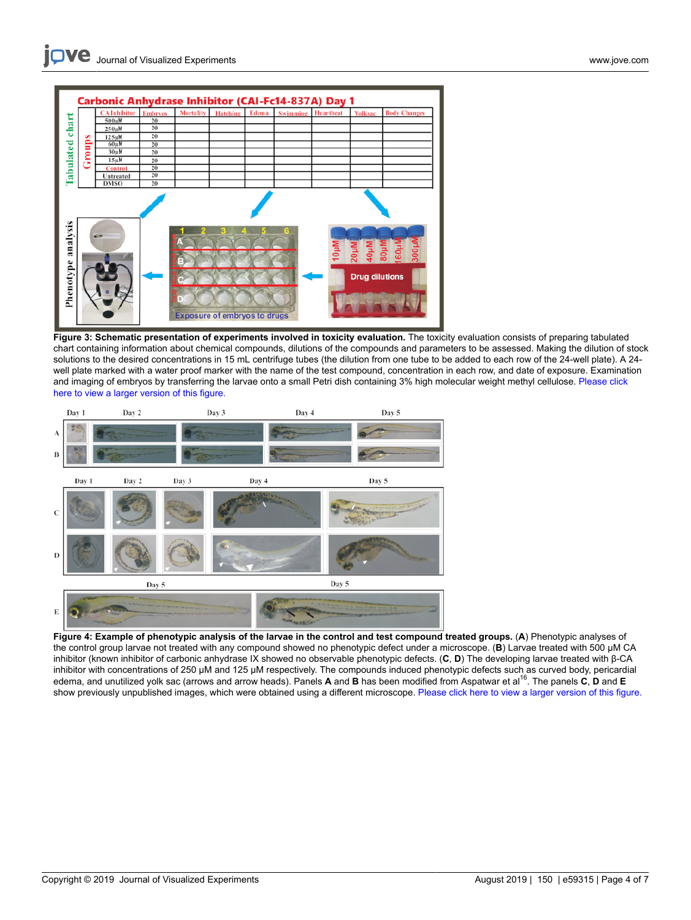**Figure 3: Schematic presentation of experiments involved in toxicity evaluation.** The toxicity evaluation consists of preparing tabulated chart containing information about chemical compounds, dilutions of the compounds and parameters to be assessed. Making the dilution of stock solutions to the desired concentrations in 15 mL centrifuge tubes (the dilution from one tube to be added to each row of the 24-well plate). A 24-well plate marked with a water proof marker with the name of the test compound, concentration in each row, and date of exposure. Examination and imaging of embryos by transferring the larvae onto a small Petri dish containing 3% high molecular weight methyl cellulose. Please click here to view a larger version of this figure.

**Figure 4: Example of phenotypic analysis of the larvae in the control and test compound treated groups.** (**A**) Phenotypic analyses of the control group larvae not treated with any compound showed no phenotypic defect under a microscope. (**B**) Larvae treated with 500 µM CA inhibitor (known inhibitor of carbonic anhydrase IX showed no observable phenotypic defects. (**C**, **D**) The developing larvae treated with β-CA inhibitor with concentrations of 250 µM and 125 µM respectively. The compounds induced phenotypic defects such as curved body, pericardial edema, and unutilized yolk sac (arrows and arrow heads). Panels **A** and **B** has been modified from Aspatwar et al[16]. The panels **C**, **D** and **E** show previously unpublished images, which were obtained using a different microscope. Please click here to view a larger version of this figure.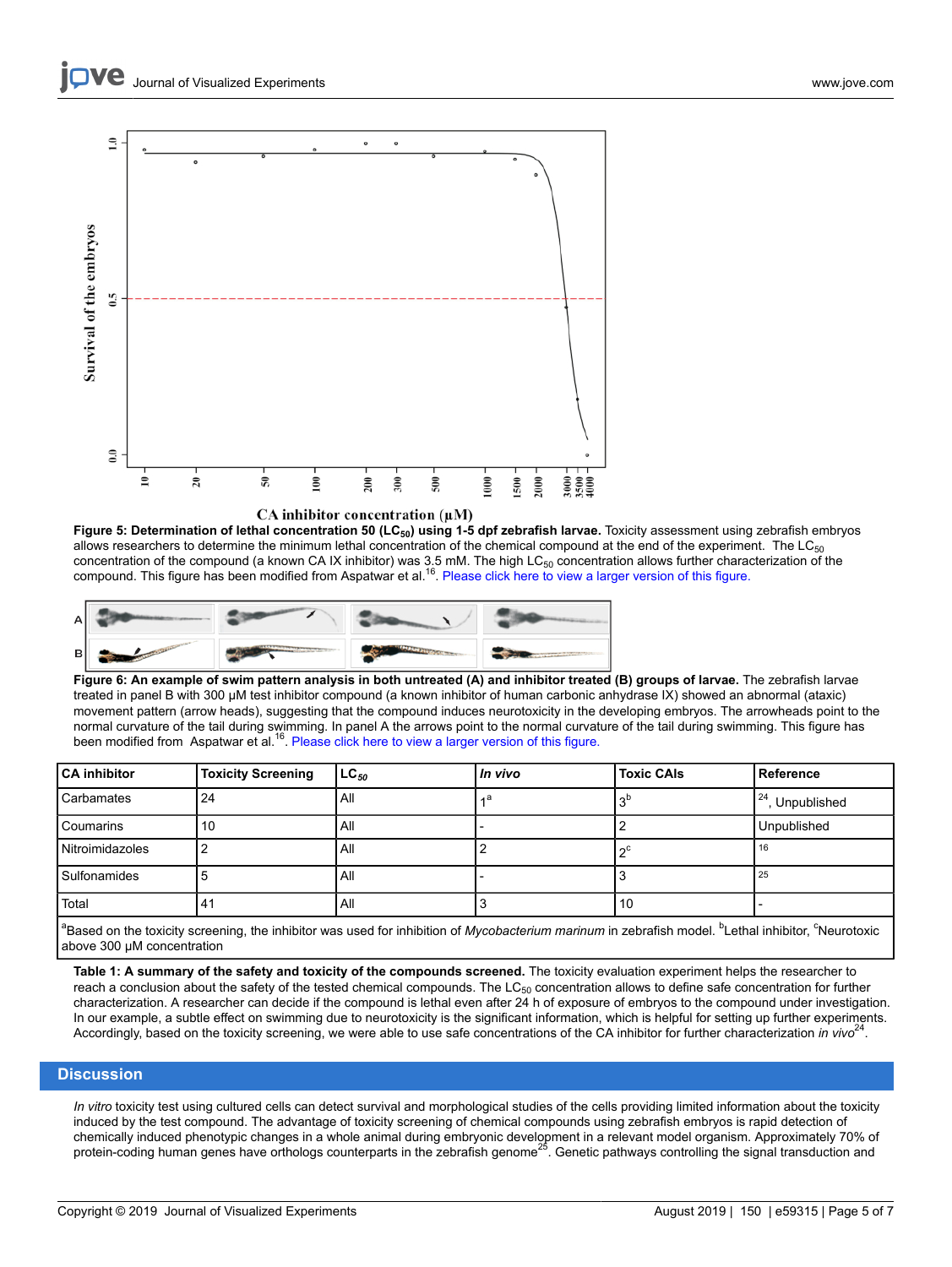**Figure 5: Determination of lethal concentration 50 ($LC_{50}$) using 1-5 dpf zebrafish larvae.** Toxicity assessment using zebrafish embryos allows researchers to determine the minimum lethal concentration of the chemical compound at the end of the experiment. The $LC_{50}$ concentration of the compound (a known CA IX inhibitor) was 3.5 mM. The high $LC_{50}$ concentration allows further characterization of the compound. This figure has been modified from Aspatwar et al.[16]. Please click here to view a larger version of this figure.

**Figure 6: An example of swim pattern analysis in both untreated (A) and inhibitor treated (B) groups of larvae.** The zebrafish larvae treated in panel B with 300 µM test inhibitor compound (a known inhibitor of human carbonic anhydrase IX) showed an abnormal (ataxic) movement pattern (arrow heads), suggesting that the compound induces neurotoxicity in the developing embryos. The arrowheads point to the normal curvature of the tail during swimming. In panel A the arrows point to the normal curvature of the tail during swimming. This figure has been modified from Aspatwar et al.[16]. Please click here to view a larger version of this figure.

| CA inhibitor | Toxicity Screening | $LC_{50}$ | *In vivo* | Toxic CAIs | Reference |
|---|---|---|---|---|---|
| Carbamates | 24 | All | 1[a] | 3[b] | [24], Unpublished |
| Coumarins | 10 | All | - | 2 | Unpublished |
| Nitroimidazoles | 2 | All | 2 | 2[c] | [16] |
| Sulfonamides | 5 | All | - | 3 | [25] |
| Total | 41 | All | 3 | 10 | - |

[a]Based on the toxicity screening, the inhibitor was used for inhibition of *Mycobacterium marinum* in zebrafish model. [b]Lethal inhibitor, [c]Neurotoxic above 300 µM concentration

**Table 1: A summary of the safety and toxicity of the compounds screened.** The toxicity evaluation experiment helps the researcher to reach a conclusion about the safety of the tested chemical compounds. The $LC_{50}$ concentration allows to define safe concentration for further characterization. A researcher can decide if the compound is lethal even after 24 h of exposure of embryos to the compound under investigation. In our example, a subtle effect on swimming due to neurotoxicity is the significant information, which is helpful for setting up further experiments. Accordingly, based on the toxicity screening, we were able to use safe concentrations of the CA inhibitor for further characterization *in vivo*[24].

## Discussion

*In vitro* toxicity test using cultured cells can detect survival and morphological studies of the cells providing limited information about the toxicity induced by the test compound. The advantage of toxicity screening of chemical compounds using zebrafish embryos is rapid detection of chemically induced phenotypic changes in a whole animal during embryonic development in a relevant model organism. Approximately 70% of protein-coding human genes have orthologs counterparts in the zebrafish genome[25]. Genetic pathways controlling the signal transduction and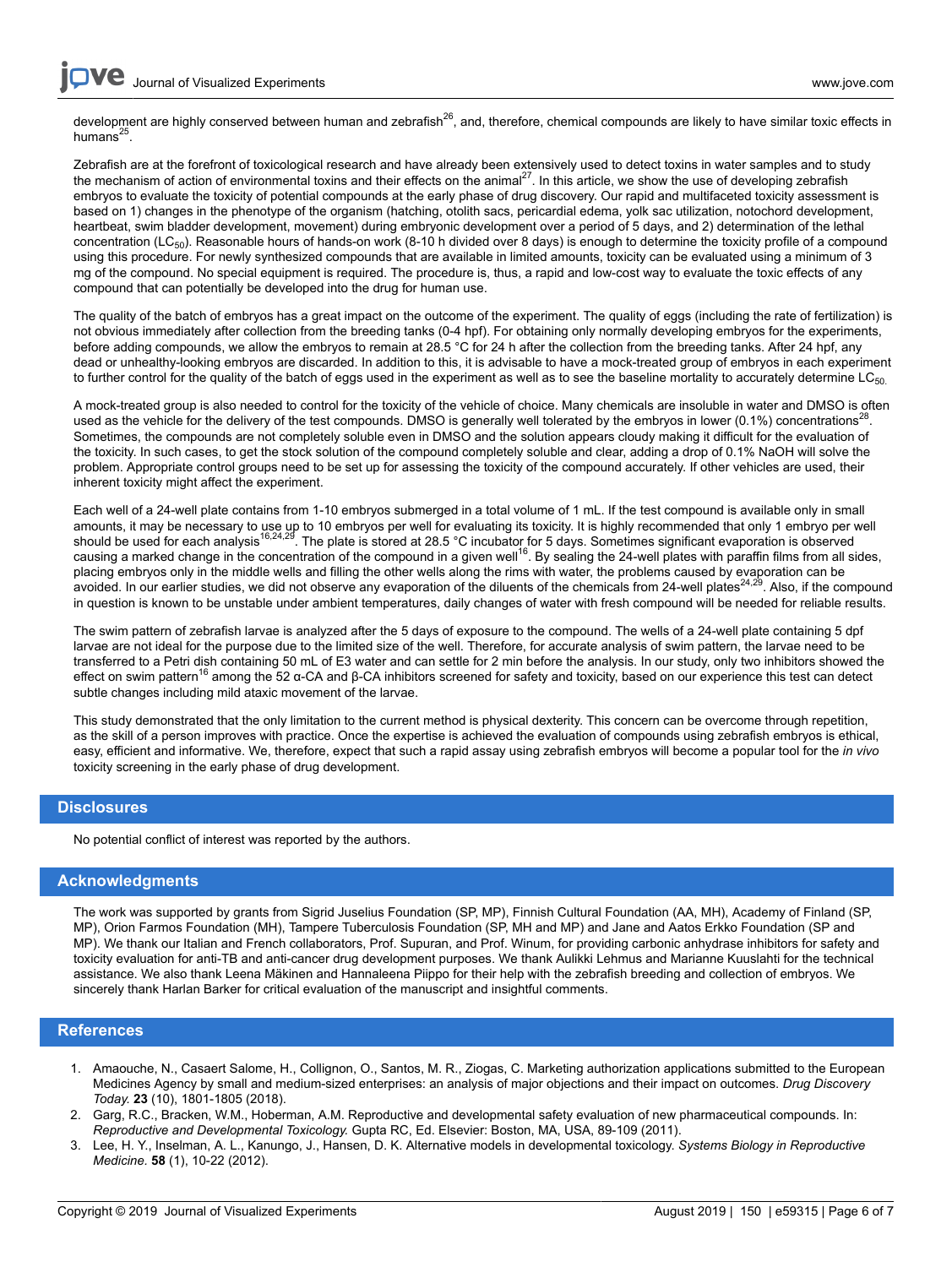development are highly conserved between human and zebrafish[26], and, therefore, chemical compounds are likely to have similar toxic effects in humans[25].

Zebrafish are at the forefront of toxicological research and have already been extensively used to detect toxins in water samples and to study the mechanism of action of environmental toxins and their effects on the animal[27]. In this article, we show the use of developing zebrafish embryos to evaluate the toxicity of potential compounds at the early phase of drug discovery. Our rapid and multifaceted toxicity assessment is based on 1) changes in the phenotype of the organism (hatching, otolith sacs, pericardial edema, yolk sac utilization, notochord development, heartbeat, swim bladder development, movement) during embryonic development over a period of 5 days, and 2) determination of the lethal concentration ($LC_{50}$). Reasonable hours of hands-on work (8-10 h divided over 8 days) is enough to determine the toxicity profile of a compound using this procedure. For newly synthesized compounds that are available in limited amounts, toxicity can be evaluated using a minimum of 3 mg of the compound. No special equipment is required. The procedure is, thus, a rapid and low-cost way to evaluate the toxic effects of any compound that can potentially be developed into the drug for human use.

The quality of the batch of embryos has a great impact on the outcome of the experiment. The quality of eggs (including the rate of fertilization) is not obvious immediately after collection from the breeding tanks (0-4 hpf). For obtaining only normally developing embryos for the experiments, before adding compounds, we allow the embryos to remain at 28.5 °C for 24 h after the collection from the breeding tanks. After 24 hpf, any dead or unhealthy-looking embryos are discarded. In addition to this, it is advisable to have a mock-treated group of embryos in each experiment to further control for the quality of the batch of eggs used in the experiment as well as to see the baseline mortality to accurately determine $LC_{50}$.

A mock-treated group is also needed to control for the toxicity of the vehicle of choice. Many chemicals are insoluble in water and DMSO is often used as the vehicle for the delivery of the test compounds. DMSO is generally well tolerated by the embryos in lower (0.1%) concentrations[28]. Sometimes, the compounds are not completely soluble even in DMSO and the solution appears cloudy making it difficult for the evaluation of the toxicity. In such cases, to get the stock solution of the compound completely soluble and clear, adding a drop of 0.1% NaOH will solve the problem. Appropriate control groups need to be set up for assessing the toxicity of the compound accurately. If other vehicles are used, their inherent toxicity might affect the experiment.

Each well of a 24-well plate contains from 1-10 embryos submerged in a total volume of 1 mL. If the test compound is available only in small amounts, it may be necessary to use up to 10 embryos per well for evaluating its toxicity. It is highly recommended that only 1 embryo per well should be used for each analysis[16,24,29]. The plate is stored at 28.5 °C incubator for 5 days. Sometimes significant evaporation is observed causing a marked change in the concentration of the compound in a given well[16]. By sealing the 24-well plates with paraffin films from all sides, placing embryos only in the middle wells and filling the other wells along the rims with water, the problems caused by evaporation can be avoided. In our earlier studies, we did not observe any evaporation of the diluents of the chemicals from 24-well plates[24,29]. Also, if the compound in question is known to be unstable under ambient temperatures, daily changes of water with fresh compound will be needed for reliable results.

The swim pattern of zebrafish larvae is analyzed after the 5 days of exposure to the compound. The wells of a 24-well plate containing 5 dpf larvae are not ideal for the purpose due to the limited size of the well. Therefore, for accurate analysis of swim pattern, the larvae need to be transferred to a Petri dish containing 50 mL of E3 water and can settle for 2 min before the analysis. In our study, only two inhibitors showed the effect on swim pattern[16] among the 52 α-CA and β-CA inhibitors screened for safety and toxicity, based on our experience this test can detect subtle changes including mild ataxic movement of the larvae.

This study demonstrated that the only limitation to the current method is physical dexterity. This concern can be overcome through repetition, as the skill of a person improves with practice. Once the expertise is achieved the evaluation of compounds using zebrafish embryos is ethical, easy, efficient and informative. We, therefore, expect that such a rapid assay using zebrafish embryos will become a popular tool for the *in vivo* toxicity screening in the early phase of drug development.

## Disclosures

No potential conflict of interest was reported by the authors.

## Acknowledgments

The work was supported by grants from Sigrid Juselius Foundation (SP, MP), Finnish Cultural Foundation (AA, MH), Academy of Finland (SP, MP), Orion Farmos Foundation (MH), Tampere Tuberculosis Foundation (SP, MH and MP) and Jane and Aatos Erkko Foundation (SP and MP). We thank our Italian and French collaborators, Prof. Supuran, and Prof. Winum, for providing carbonic anhydrase inhibitors for safety and toxicity evaluation for anti-TB and anti-cancer drug development purposes. We thank Aulikki Lehmus and Marianne Kuuslahti for the technical assistance. We also thank Leena Mäkinen and Hannaleena Piippo for their help with the zebrafish breeding and collection of embryos. We sincerely thank Harlan Barker for critical evaluation of the manuscript and insightful comments.

## References

1. Amaouche, N., Casaert Salome, H., Collignon, O., Santos, M. R., Ziogas, C. Marketing authorization applications submitted to the European Medicines Agency by small and medium-sized enterprises: an analysis of major objections and their impact on outcomes. *Drug Discovery Today.* **23** (10), 1801-1805 (2018).
2. Garg, R.C., Bracken, W.M., Hoberman, A.M. Reproductive and developmental safety evaluation of new pharmaceutical compounds. In: *Reproductive and Developmental Toxicology.* Gupta RC, Ed. Elsevier: Boston, MA, USA, 89-109 (2011).
3. Lee, H. Y., Inselman, A. L., Kanungo, J., Hansen, D. K. Alternative models in developmental toxicology. *Systems Biology in Reproductive Medicine.* **58** (1), 10-22 (2012).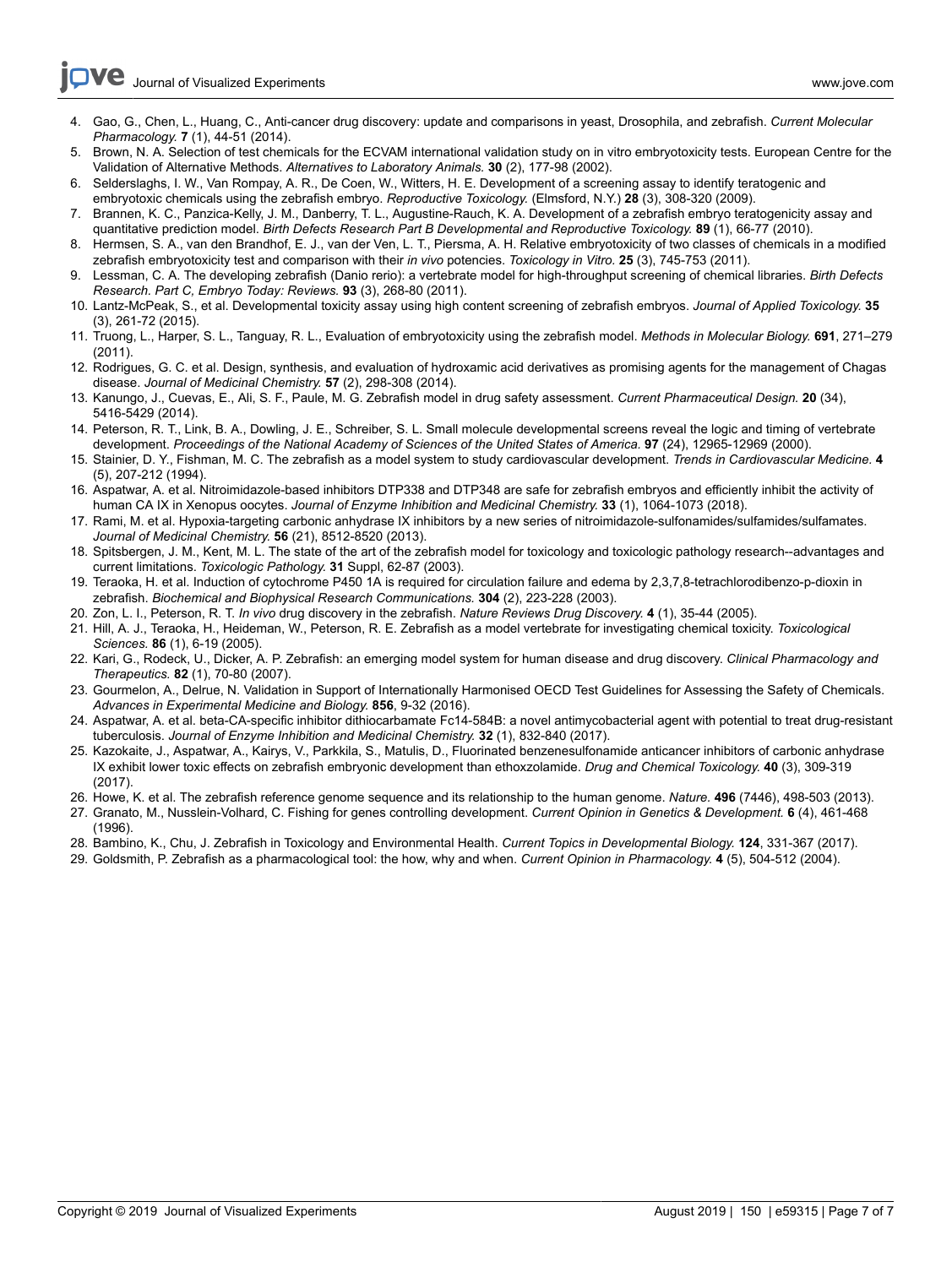4. Gao, G., Chen, L., Huang, C., Anti-cancer drug discovery: update and comparisons in yeast, Drosophila, and zebrafish. *Current Molecular Pharmacology.* **7** (1), 44-51 (2014).
5. Brown, N. A. Selection of test chemicals for the ECVAM international validation study on in vitro embryotoxicity tests. European Centre for the Validation of Alternative Methods. *Alternatives to Laboratory Animals.* **30** (2), 177-98 (2002).
6. Selderslaghs, I. W., Van Rompay, A. R., De Coen, W., Witters, H. E. Development of a screening assay to identify teratogenic and embryotoxic chemicals using the zebrafish embryo. *Reproductive Toxicology.* (Elmsford, N.Y.) **28** (3), 308-320 (2009).
7. Brannen, K. C., Panzica-Kelly, J. M., Danberry, T. L., Augustine-Rauch, K. A. Development of a zebrafish embryo teratogenicity assay and quantitative prediction model. *Birth Defects Research Part B Developmental and Reproductive Toxicology.* **89** (1), 66-77 (2010).
8. Hermsen, S. A., van den Brandhof, E. J., van der Ven, L. T., Piersma, A. H. Relative embryotoxicity of two classes of chemicals in a modified zebrafish embryotoxicity test and comparison with their *in vivo* potencies. *Toxicology in Vitro.* **25** (3), 745-753 (2011).
9. Lessman, C. A. The developing zebrafish (Danio rerio): a vertebrate model for high-throughput screening of chemical libraries. *Birth Defects Research. Part C, Embryo Today: Reviews.* **93** (3), 268-80 (2011).
10. Lantz-McPeak, S., et al. Developmental toxicity assay using high content screening of zebrafish embryos. *Journal of Applied Toxicology.* **35** (3), 261-72 (2015).
11. Truong, L., Harper, S. L., Tanguay, R. L., Evaluation of embryotoxicity using the zebrafish model. *Methods in Molecular Biology.* **691**, 271–279 (2011).
12. Rodrigues, G. C. et al. Design, synthesis, and evaluation of hydroxamic acid derivatives as promising agents for the management of Chagas disease. *Journal of Medicinal Chemistry.* **57** (2), 298-308 (2014).
13. Kanungo, J., Cuevas, E., Ali, S. F., Paule, M. G. Zebrafish model in drug safety assessment. *Current Pharmaceutical Design.* **20** (34), 5416-5429 (2014).
14. Peterson, R. T., Link, B. A., Dowling, J. E., Schreiber, S. L. Small molecule developmental screens reveal the logic and timing of vertebrate development. *Proceedings of the National Academy of Sciences of the United States of America.* **97** (24), 12965-12969 (2000).
15. Stainier, D. Y., Fishman, M. C. The zebrafish as a model system to study cardiovascular development. *Trends in Cardiovascular Medicine.* **4** (5), 207-212 (1994).
16. Aspatwar, A. et al. Nitroimidazole-based inhibitors DTP338 and DTP348 are safe for zebrafish embryos and efficiently inhibit the activity of human CA IX in Xenopus oocytes. *Journal of Enzyme Inhibition and Medicinal Chemistry.* **33** (1), 1064-1073 (2018).
17. Rami, M. et al. Hypoxia-targeting carbonic anhydrase IX inhibitors by a new series of nitroimidazole-sulfonamides/sulfamides/sulfamates. *Journal of Medicinal Chemistry.* **56** (21), 8512-8520 (2013).
18. Spitsbergen, J. M., Kent, M. L. The state of the art of the zebrafish model for toxicology and toxicologic pathology research--advantages and current limitations. *Toxicologic Pathology.* **31** Suppl, 62-87 (2003).
19. Teraoka, H. et al. Induction of cytochrome P450 1A is required for circulation failure and edema by 2,3,7,8-tetrachlorodibenzo-p-dioxin in zebrafish. *Biochemical and Biophysical Research Communications.* **304** (2), 223-228 (2003).
20. Zon, L. I., Peterson, R. T. *In vivo* drug discovery in the zebrafish. *Nature Reviews Drug Discovery.* **4** (1), 35-44 (2005).
21. Hill, A. J., Teraoka, H., Heideman, W., Peterson, R. E. Zebrafish as a model vertebrate for investigating chemical toxicity. *Toxicological Sciences.* **86** (1), 6-19 (2005).
22. Kari, G., Rodeck, U., Dicker, A. P. Zebrafish: an emerging model system for human disease and drug discovery. *Clinical Pharmacology and Therapeutics.* **82** (1), 70-80 (2007).
23. Gourmelon, A., Delrue, N. Validation in Support of Internationally Harmonised OECD Test Guidelines for Assessing the Safety of Chemicals. *Advances in Experimental Medicine and Biology.* **856**, 9-32 (2016).
24. Aspatwar, A. et al. beta-CA-specific inhibitor dithiocarbamate Fc14-584B: a novel antimycobacterial agent with potential to treat drug-resistant tuberculosis. *Journal of Enzyme Inhibition and Medicinal Chemistry.* **32** (1), 832-840 (2017).
25. Kazokaite, J., Aspatwar, A., Kairys, V., Parkkila, S., Matulis, D., Fluorinated benzenesulfonamide anticancer inhibitors of carbonic anhydrase IX exhibit lower toxic effects on zebrafish embryonic development than ethoxzolamide. *Drug and Chemical Toxicology.* **40** (3), 309-319 (2017).
26. Howe, K. et al. The zebrafish reference genome sequence and its relationship to the human genome. *Nature.* **496** (7446), 498-503 (2013).
27. Granato, M., Nusslein-Volhard, C. Fishing for genes controlling development. *Current Opinion in Genetics & Development.* **6** (4), 461-468 (1996).
28. Bambino, K., Chu, J. Zebrafish in Toxicology and Environmental Health. *Current Topics in Developmental Biology.* **124**, 331-367 (2017).
29. Goldsmith, P. Zebrafish as a pharmacological tool: the how, why and when. *Current Opinion in Pharmacology.* **4** (5), 504-512 (2004).